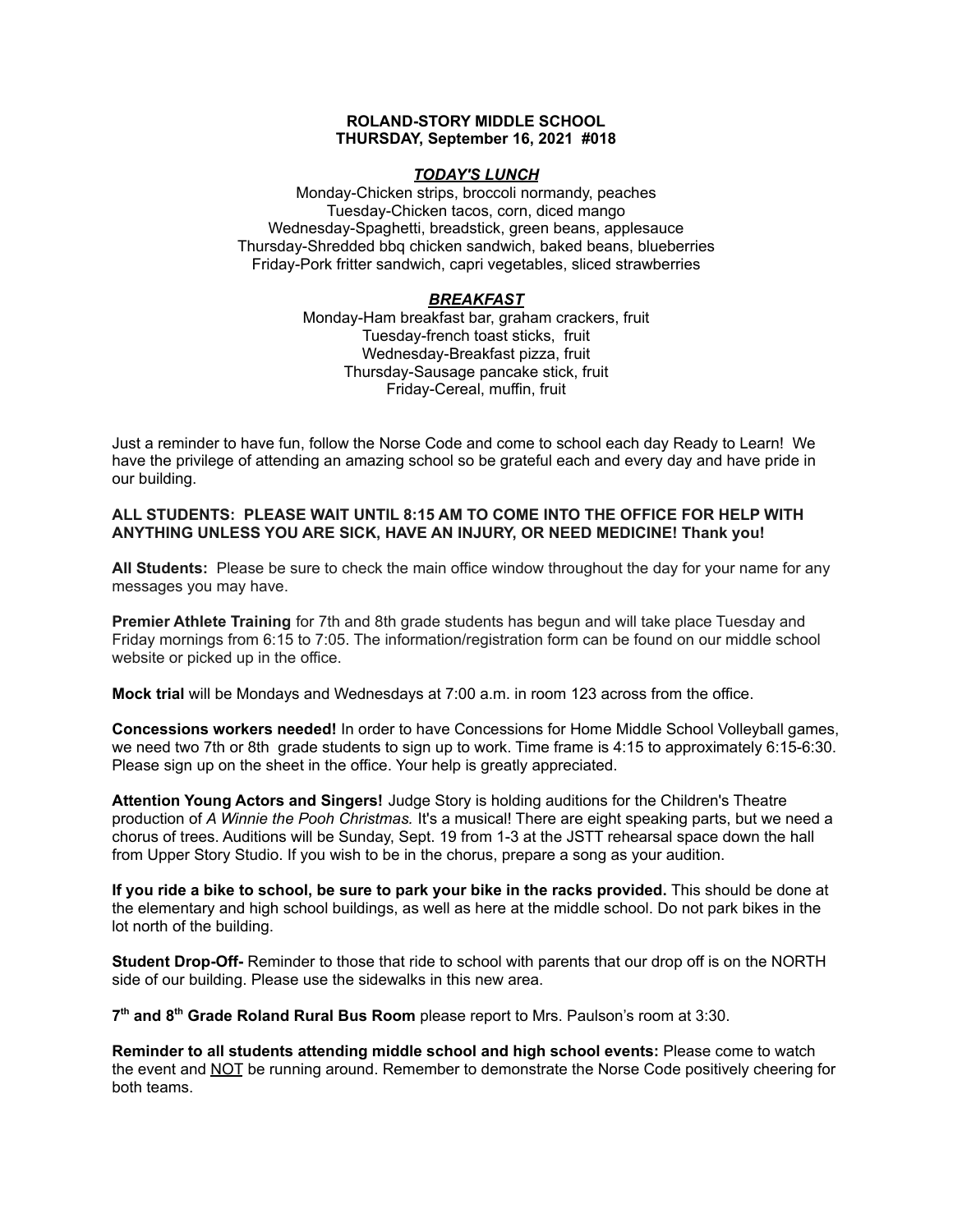**ROLAND-STORY MIDDLE SCHOOL**
**THURSDAY, September 16, 2021 #018**

***TODAY'S LUNCH***

Monday-Chicken strips, broccoli normandy, peaches
Tuesday-Chicken tacos, corn, diced mango
Wednesday-Spaghetti, breadstick, green beans, applesauce
Thursday-Shredded bbq chicken sandwich, baked beans, blueberries
Friday-Pork fritter sandwich, capri vegetables, sliced strawberries

***BREAKFAST***

Monday-Ham breakfast bar, graham crackers, fruit
Tuesday-french toast sticks, fruit
Wednesday-Breakfast pizza, fruit
Thursday-Sausage pancake stick, fruit
Friday-Cereal, muffin, fruit

Just a reminder to have fun, follow the Norse Code and come to school each day Ready to Learn! We have the privilege of attending an amazing school so be grateful each and every day and have pride in our building.

**ALL STUDENTS: PLEASE WAIT UNTIL 8:15 AM TO COME INTO THE OFFICE FOR HELP WITH ANYTHING UNLESS YOU ARE SICK, HAVE AN INJURY, OR NEED MEDICINE! Thank you!**

**All Students:** Please be sure to check the main office window throughout the day for your name for any messages you may have.

**Premier Athlete Training** for 7th and 8th grade students has begun and will take place Tuesday and Friday mornings from 6:15 to 7:05. The information/registration form can be found on our middle school website or picked up in the office.

**Mock trial** will be Mondays and Wednesdays at 7:00 a.m. in room 123 across from the office.

**Concessions workers needed!** In order to have Concessions for Home Middle School Volleyball games, we need two 7th or 8th grade students to sign up to work. Time frame is 4:15 to approximately 6:15-6:30. Please sign up on the sheet in the office. Your help is greatly appreciated.

**Attention Young Actors and Singers!** Judge Story is holding auditions for the Children's Theatre production of *A Winnie the Pooh Christmas.* It's a musical! There are eight speaking parts, but we need a chorus of trees. Auditions will be Sunday, Sept. 19 from 1-3 at the JSTT rehearsal space down the hall from Upper Story Studio. If you wish to be in the chorus, prepare a song as your audition.

**If you ride a bike to school, be sure to park your bike in the racks provided.** This should be done at the elementary and high school buildings, as well as here at the middle school. Do not park bikes in the lot north of the building.

**Student Drop-Off-** Reminder to those that ride to school with parents that our drop off is on the NORTH side of our building. Please use the sidewalks in this new area.

**7th and 8th Grade Roland Rural Bus Room** please report to Mrs. Paulson's room at 3:30.

**Reminder to all students attending middle school and high school events:** Please come to watch the event and NOT be running around. Remember to demonstrate the Norse Code positively cheering for both teams.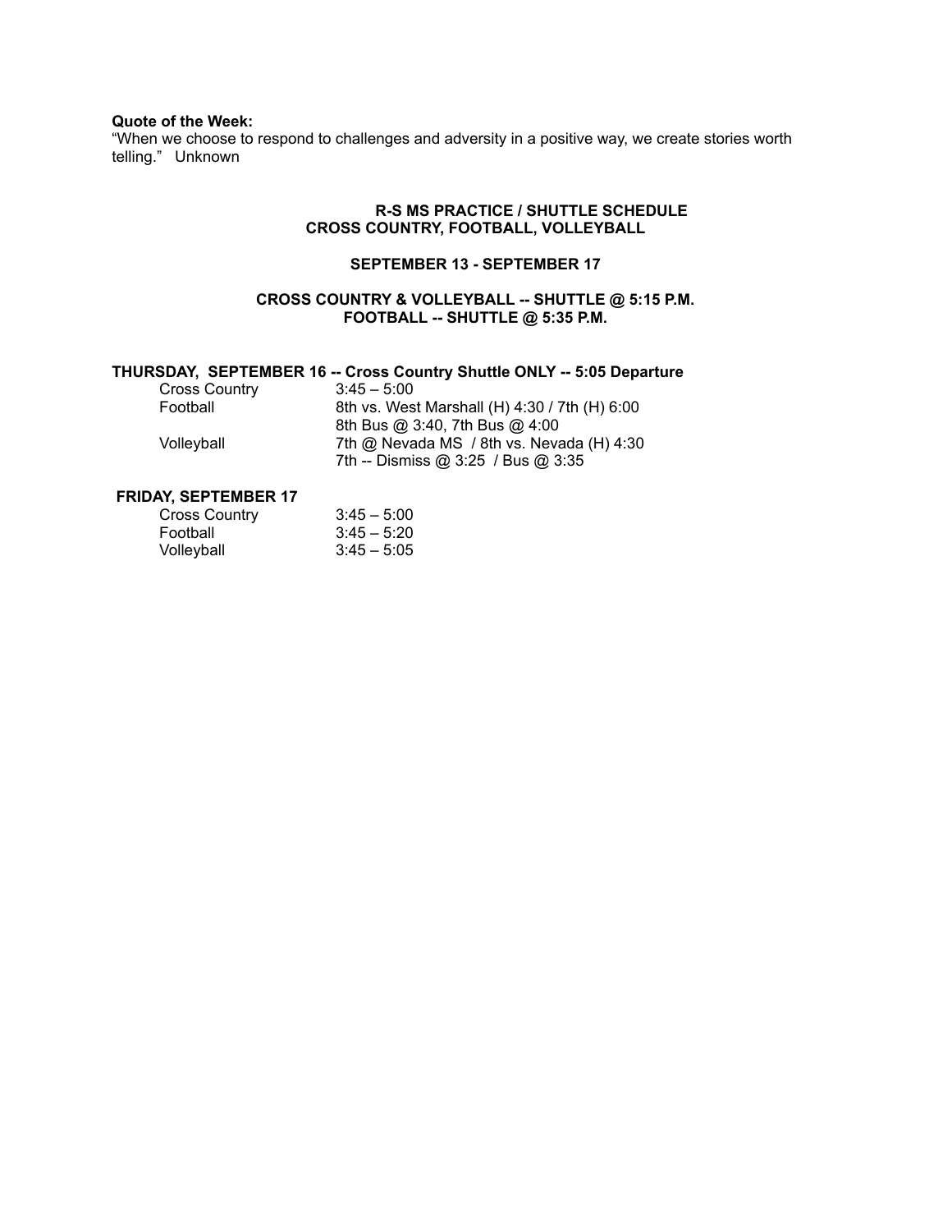**Quote of the Week:**
"When we choose to respond to challenges and adversity in a positive way, we create stories worth telling." Unknown

**R-S MS PRACTICE / SHUTTLE SCHEDULE**
**CROSS COUNTRY, FOOTBALL, VOLLEYBALL**

**SEPTEMBER 13 - SEPTEMBER 17**

**CROSS COUNTRY & VOLLEYBALL -- SHUTTLE @ 5:15 P.M.**
**FOOTBALL -- SHUTTLE @ 5:35 P.M.**

**THURSDAY, SEPTEMBER 16 -- Cross Country Shuttle ONLY -- 5:05 Departure**

| | |
|---|---|
| Cross Country | 3:45 – 5:00 |
| Football | 8th vs. West Marshall (H) 4:30 / 7th (H) 6:00<br>8th Bus @ 3:40, 7th Bus @ 4:00 |
| Volleyball | 7th @ Nevada MS / 8th vs. Nevada (H) 4:30<br>7th -- Dismiss @ 3:25 / Bus @ 3:35 |

**FRIDAY, SEPTEMBER 17**

| | |
|---|---|
| Cross Country | 3:45 – 5:00 |
| Football | 3:45 – 5:20 |
| Volleyball | 3:45 – 5:05 |